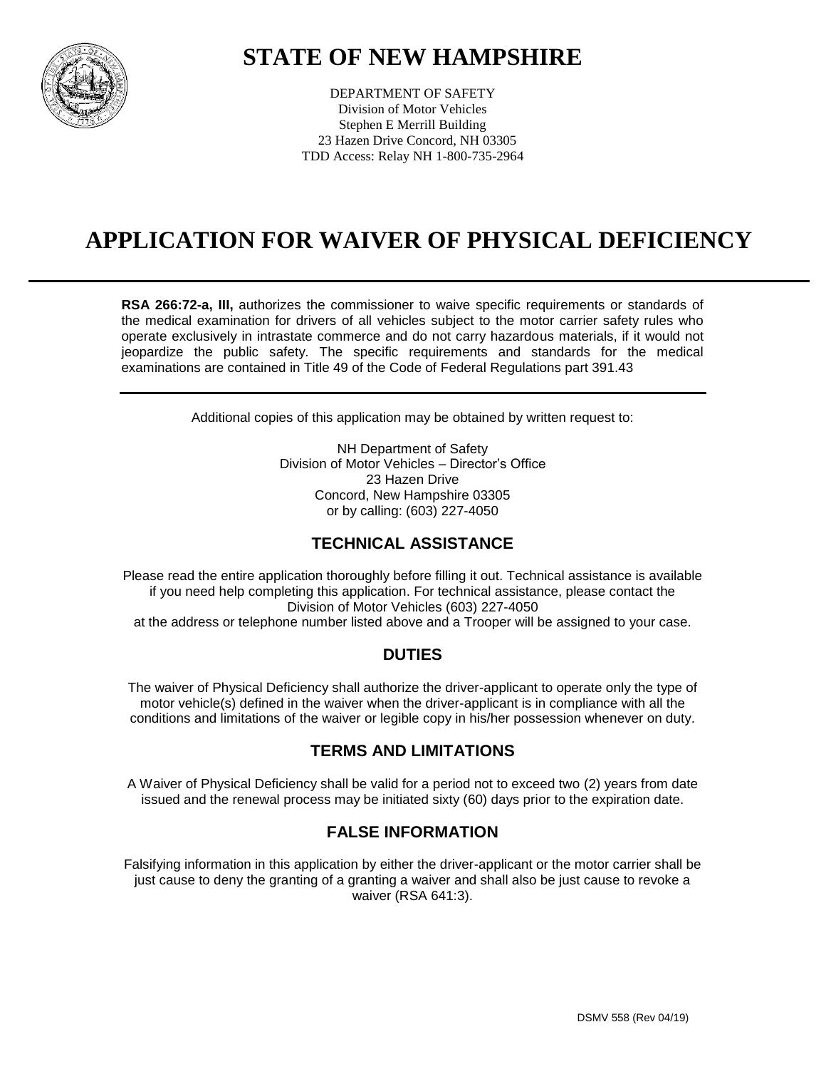# STATE OF NEW HAMPSHIRE

DEPARTMENT OF SAFETY
Division of Motor Vehicles
Stephen E Merrill Building
23 Hazen Drive Concord, NH 03305
TDD Access: Relay NH 1-800-735-2964

# APPLICATION FOR WAIVER OF PHYSICAL DEFICIENCY

**RSA 266:72-a, III,** authorizes the commissioner to waive specific requirements or standards of the medical examination for drivers of all vehicles subject to the motor carrier safety rules who operate exclusively in intrastate commerce and do not carry hazardous materials, if it would not jeopardize the public safety. The specific requirements and standards for the medical examinations are contained in Title 49 of the Code of Federal Regulations part 391.43

Additional copies of this application may be obtained by written request to:

NH Department of Safety
Division of Motor Vehicles – Director's Office
23 Hazen Drive
Concord, New Hampshire 03305
or by calling: (603) 227-4050

## TECHNICAL ASSISTANCE

Please read the entire application thoroughly before filling it out. Technical assistance is available if you need help completing this application. For technical assistance, please contact the Division of Motor Vehicles (603) 227-4050 at the address or telephone number listed above and a Trooper will be assigned to your case.

## DUTIES

The waiver of Physical Deficiency shall authorize the driver-applicant to operate only the type of motor vehicle(s) defined in the waiver when the driver-applicant is in compliance with all the conditions and limitations of the waiver or legible copy in his/her possession whenever on duty.

## TERMS AND LIMITATIONS

A Waiver of Physical Deficiency shall be valid for a period not to exceed two (2) years from date issued and the renewal process may be initiated sixty (60) days prior to the expiration date.

## FALSE INFORMATION

Falsifying information in this application by either the driver-applicant or the motor carrier shall be just cause to deny the granting of a granting a waiver and shall also be just cause to revoke a waiver (RSA 641:3).

DSMV 558 (Rev 04/19)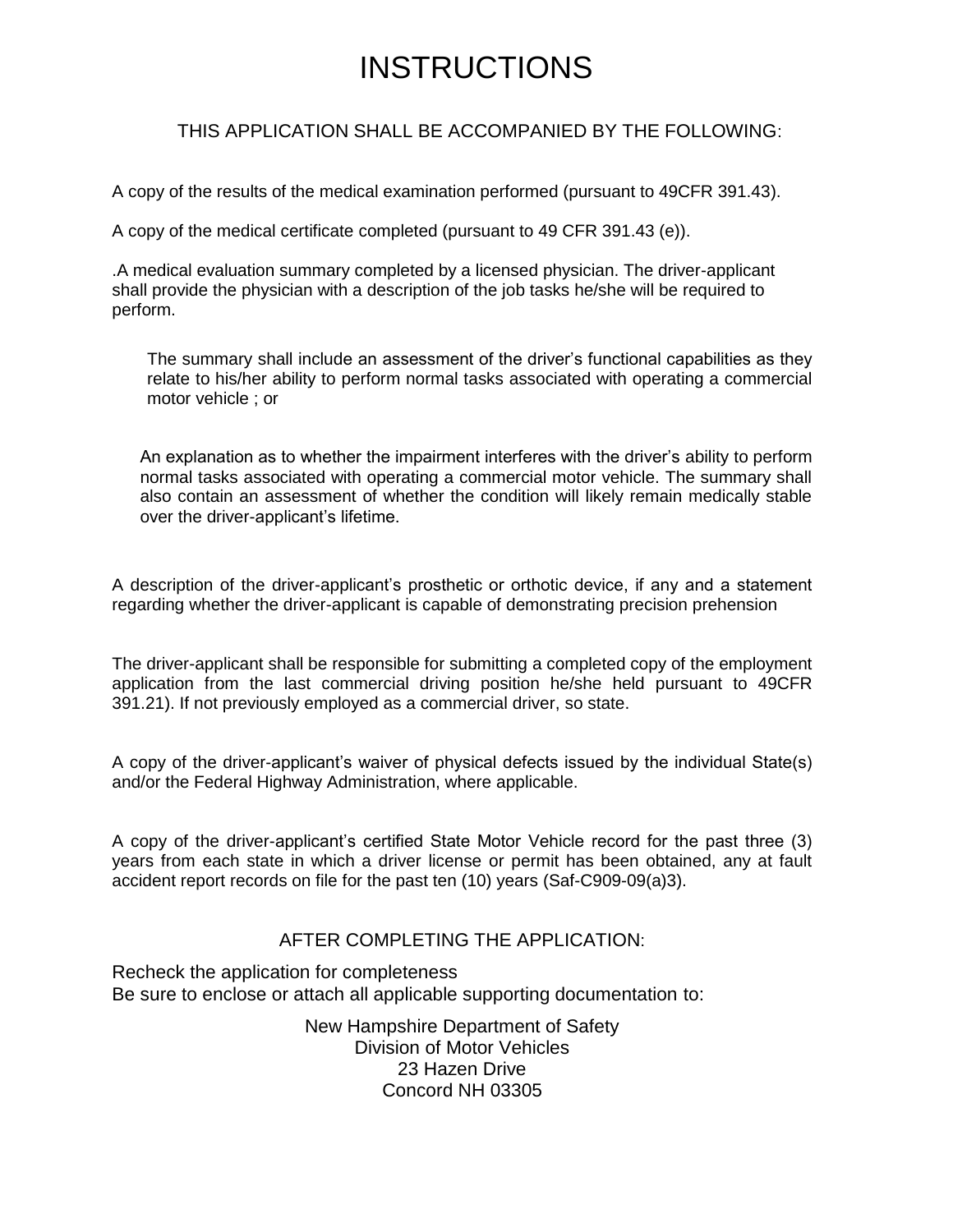# INSTRUCTIONS

## THIS APPLICATION SHALL BE ACCOMPANIED BY THE FOLLOWING:

A copy of the results of the medical examination performed (pursuant to 49CFR 391.43).

A copy of the medical certificate completed (pursuant to 49 CFR 391.43 (e)).

.A medical evaluation summary completed by a licensed physician. The driver-applicant shall provide the physician with a description of the job tasks he/she will be required to perform.

> The summary shall include an assessment of the driver's functional capabilities as they relate to his/her ability to perform normal tasks associated with operating a commercial motor vehicle ; or
>
> An explanation as to whether the impairment interferes with the driver's ability to perform normal tasks associated with operating a commercial motor vehicle. The summary shall also contain an assessment of whether the condition will likely remain medically stable over the driver-applicant's lifetime.

A description of the driver-applicant's prosthetic or orthotic device, if any and a statement regarding whether the driver-applicant is capable of demonstrating precision prehension

The driver-applicant shall be responsible for submitting a completed copy of the employment application from the last commercial driving position he/she held pursuant to 49CFR 391.21). If not previously employed as a commercial driver, so state.

A copy of the driver-applicant's waiver of physical defects issued by the individual State(s) and/or the Federal Highway Administration, where applicable.

A copy of the driver-applicant's certified State Motor Vehicle record for the past three (3) years from each state in which a driver license or permit has been obtained, any at fault accident report records on file for the past ten (10) years (Saf-C909-09(a)3).

## AFTER COMPLETING THE APPLICATION:

Recheck the application for completeness
Be sure to enclose or attach all applicable supporting documentation to:

New Hampshire Department of Safety
Division of Motor Vehicles
23 Hazen Drive
Concord NH 03305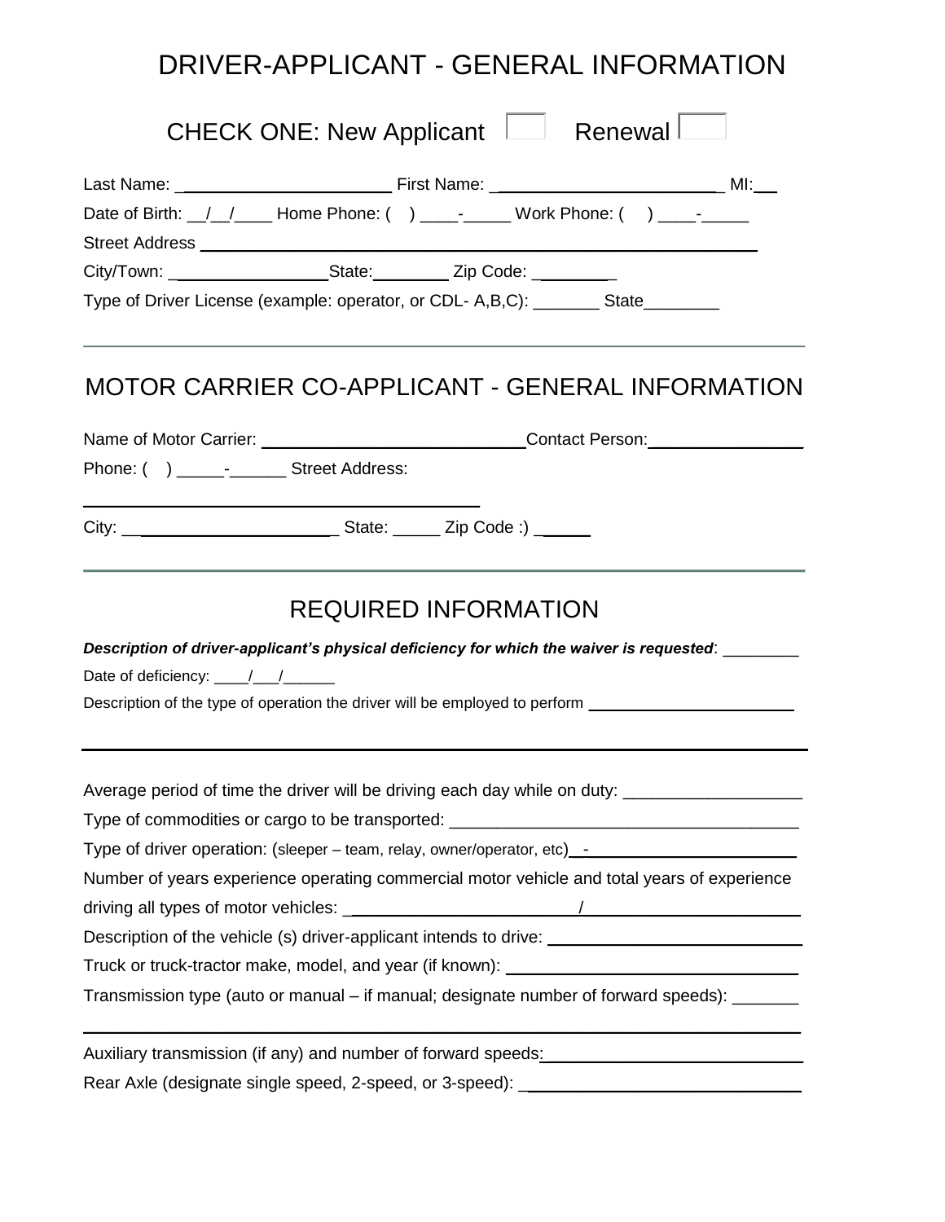# DRIVER-APPLICANT - GENERAL INFORMATION

CHECK ONE: New Applicant ☐ Renewal ☐

Last Name: ______________________ First Name: ______________________ MI:__

Date of Birth: __/__/____ Home Phone: ( ) ____-_____ Work Phone: ( ) ____-_____

Street Address ____________________________________________________________

City/Town: _________________State:________ Zip Code: ________

Type of Driver License (example: operator, or CDL- A,B,C): _______ State________

---

# MOTOR CARRIER CO-APPLICANT - GENERAL INFORMATION

Name of Motor Carrier: ____________________________Contact Person:________________

Phone: ( ) _____-______ Street Address:

________________________________________

City: ______________________ State: _____ Zip Code :) _____

---

# REQUIRED INFORMATION

***Description of driver-applicant's physical deficiency for which the waiver is requested***: ________

Date of deficiency: ____/___/______

Description of the type of operation the driver will be employed to perform ______________________

---

Average period of time the driver will be driving each day while on duty: __________________

Type of commodities or cargo to be transported: ____________________________________

Type of driver operation: (sleeper – team, relay, owner/operator, etc)__-______________________

Number of years experience operating commercial motor vehicle and total years of experience driving all types of motor vehicles: ________________________/________________________

Description of the vehicle (s) driver-applicant intends to drive: __________________________

Truck or truck-tractor make, model, and year (if known): ______________________________

Transmission type (auto or manual – if manual; designate number of forward speeds): _______

______________________________________________________________________________

Auxiliary transmission (if any) and number of forward speeds:___________________________

Rear Axle (designate single speed, 2-speed, or 3-speed): _____________________________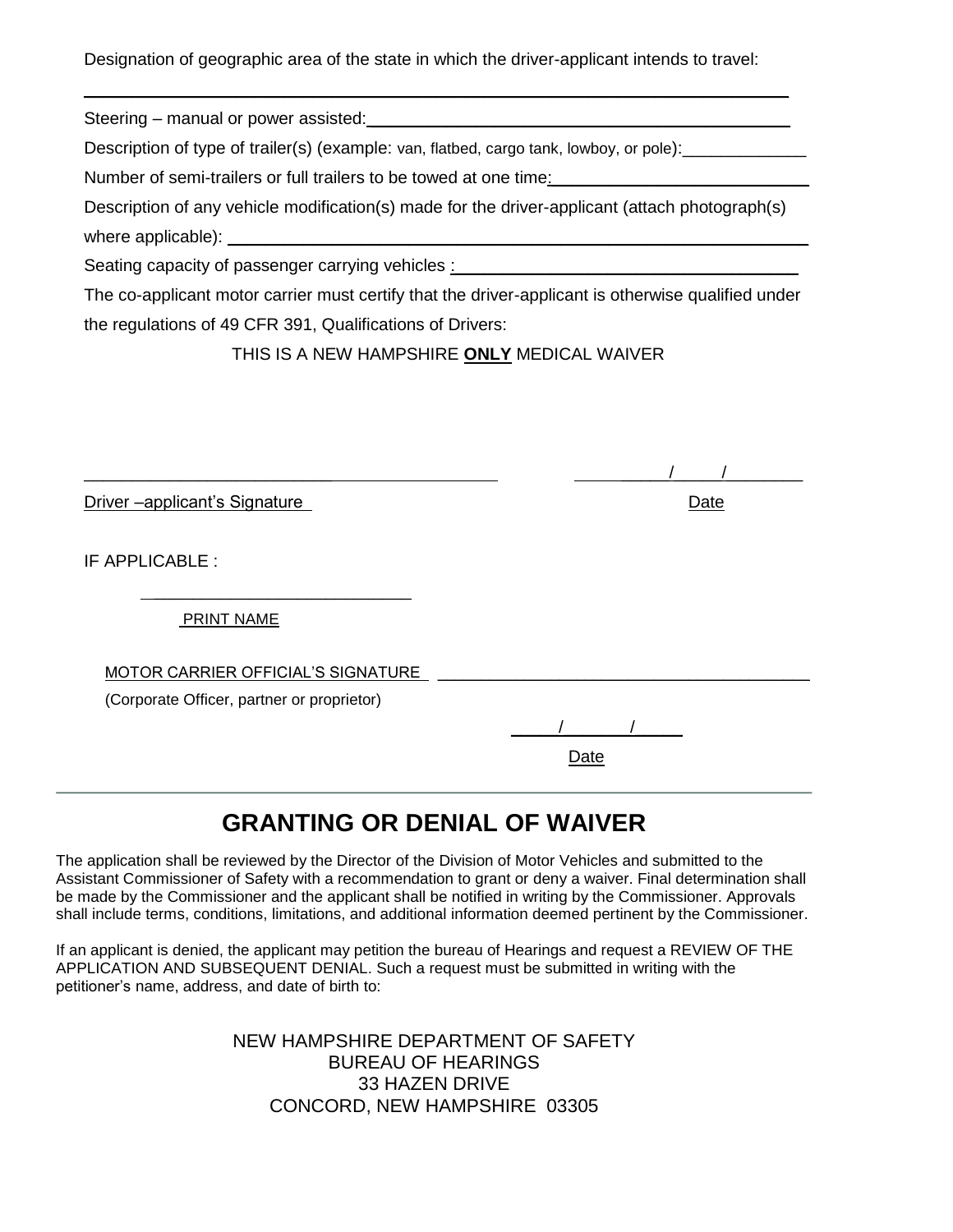Designation of geographic area of the state in which the driver-applicant intends to travel:

___________________________________________________________________________

Steering – manual or power assisted: ____________________________________________

Description of type of trailer(s) (example: van, flatbed, cargo tank, lowboy, or pole): ______________

Number of semi-trailers or full trailers to be towed at one time: ___________________________

Description of any vehicle modification(s) made for the driver-applicant (attach photograph(s) where applicable): ________________________________________________________________

Seating capacity of passenger carrying vehicles : ____________________________________

The co-applicant motor carrier must certify that the driver-applicant is otherwise qualified under the regulations of 49 CFR 391, Qualifications of Drivers:

THIS IS A NEW HAMPSHIRE **ONLY** MEDICAL WAIVER

_____________________________________________          _______/_____/________

Driver –applicant's Signature          Date

IF APPLICABLE :

_____________________________

PRINT NAME

MOTOR CARRIER OFFICIAL'S SIGNATURE _________________________________________

(Corporate Officer, partner or proprietor)

_____/_______/_____

Date

---

## GRANTING OR DENIAL OF WAIVER

The application shall be reviewed by the Director of the Division of Motor Vehicles and submitted to the Assistant Commissioner of Safety with a recommendation to grant or deny a waiver. Final determination shall be made by the Commissioner and the applicant shall be notified in writing by the Commissioner. Approvals shall include terms, conditions, limitations, and additional information deemed pertinent by the Commissioner.

If an applicant is denied, the applicant may petition the bureau of Hearings and request a REVIEW OF THE APPLICATION AND SUBSEQUENT DENIAL. Such a request must be submitted in writing with the petitioner's name, address, and date of birth to:

NEW HAMPSHIRE DEPARTMENT OF SAFETY
BUREAU OF HEARINGS
33 HAZEN DRIVE
CONCORD, NEW HAMPSHIRE 03305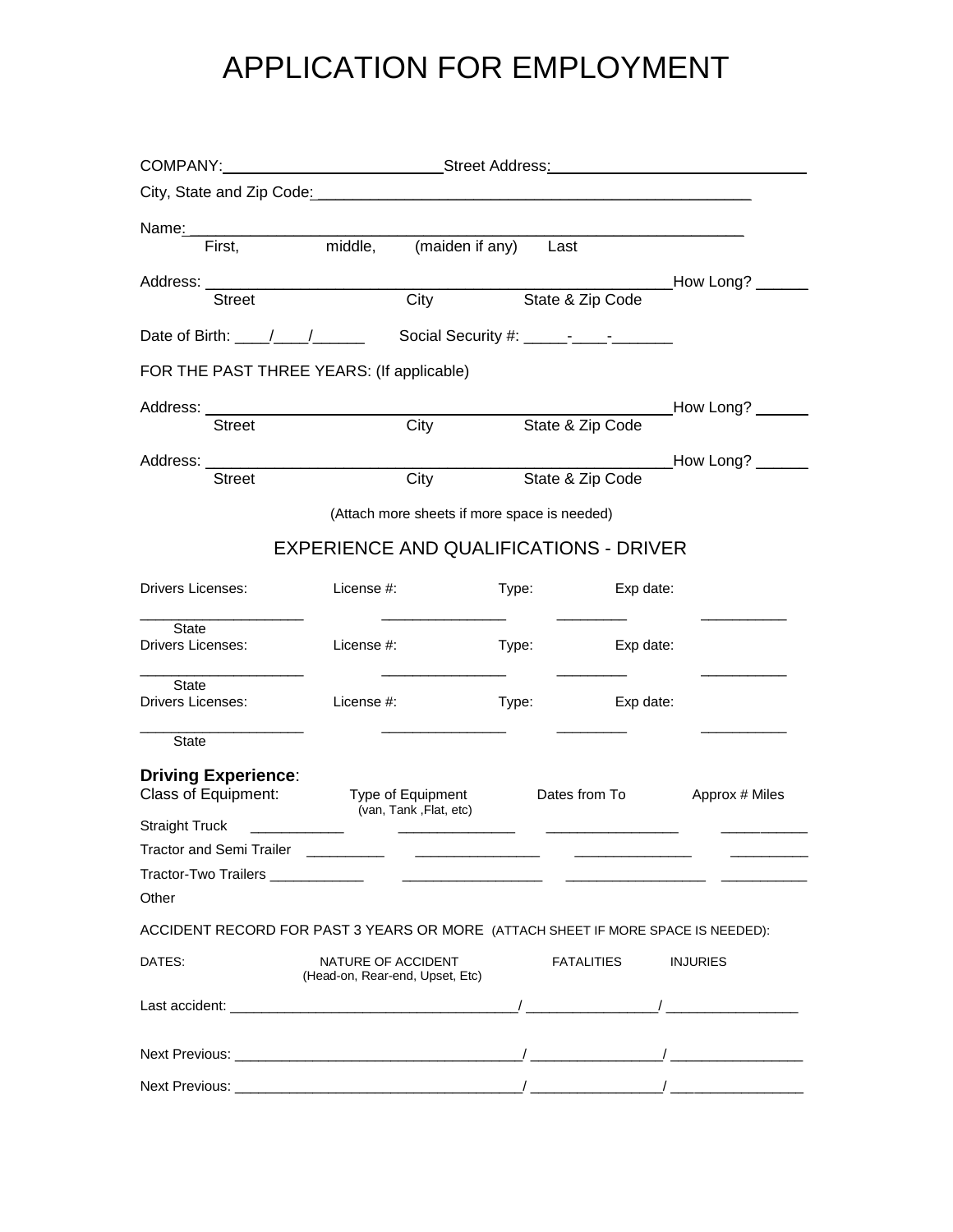# APPLICATION FOR EMPLOYMENT

COMPANY:________________________ Street Address:____________________________

City, State and Zip Code:_______________________________________________

Name:_________________________________________________________________
First, middle, (maiden if any) Last

Address: ______________________________________________________ How Long? ______
Street City State & Zip Code

Date of Birth: ____/____/______ Social Security #: _____-____-_______

FOR THE PAST THREE YEARS: (If applicable)

Address: ______________________________________________________ How Long? ______
Street City State & Zip Code

Address: ______________________________________________________ How Long? ______
Street City State & Zip Code

(Attach more sheets if more space is needed)

## EXPERIENCE AND QUALIFICATIONS - DRIVER

| Drivers Licenses: | License #: | Type: | Exp date: |
|---|---|---|---|
| ____________________ State | ________________ | _________ | ___________ |
| ____________________ State | ________________ | _________ | ___________ |
| ____________________ State | ________________ | _________ | ___________ |

**Driving Experience**:

| Class of Equipment: | Type of Equipment (van, Tank ,Flat, etc) | Dates from To | Approx # Miles |
|---|---|---|---|
| Straight Truck ____________ | _______________ | _________________ | ___________ |
| Tractor and Semi Trailer __________ | ________________ | _______________ | __________ |
| Tractor-Two Trailers ____________ | __________________ | __________________ | ___________ |
| Other | | | |

ACCIDENT RECORD FOR PAST 3 YEARS OR MORE (ATTACH SHEET IF MORE SPACE IS NEEDED):

| DATES: | NATURE OF ACCIDENT (Head-on, Rear-end, Upset, Etc) | FATALITIES | INJURIES |
|---|---|---|---|
| Last accident: | _____________________________________ / | _________________ / | _________________ |
| Next Previous: | _____________________________________ / | _________________ / | _________________ |
| Next Previous: | _____________________________________ / | _________________ / | _________________ |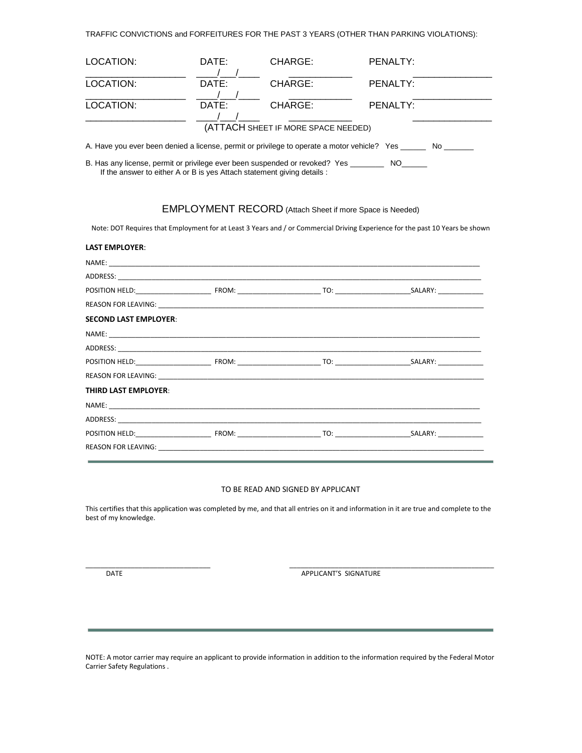TRAFFIC CONVICTIONS and FORFEITURES FOR THE PAST 3 YEARS (OTHER THAN PARKING VIOLATIONS):

| LOCATION: | DATE: | CHARGE: | PENALTY: |
|---|---|---|---|
| ___________________ | ____/___/____ | ____________ | _______________ |
| LOCATION: | DATE: | CHARGE: | PENALTY: |
| ___________________ | ____/___/____ | ____________ | _______________ |
| LOCATION: | DATE: | CHARGE: | PENALTY: |
| ___________________ | ____/___/____ | ____________ | _______________ |

(ATTACH SHEET IF MORE SPACE NEEDED)

A. Have you ever been denied a license, permit or privilege to operate a motor vehicle? Yes ______ No _______

B. Has any license, permit or privilege ever been suspended or revoked? Yes ________ NO______
If the answer to either A or B is yes Attach statement giving details :

## EMPLOYMENT RECORD (Attach Sheet if more Space is Needed)

Note: DOT Requires that Employment for at Least 3 Years and / or Commercial Driving Experience for the past 10 Years be shown

**LAST EMPLOYER**:

NAME: ______________________________________________________________________________

ADDRESS: ____________________________________________________________________________

POSITION HELD:____________________ FROM: ______________________ TO: ____________________SALARY: ____________

REASON FOR LEAVING: _______________________________________________________________________

**SECOND LAST EMPLOYER**:

NAME: ______________________________________________________________________________

ADDRESS: ____________________________________________________________________________

POSITION HELD:____________________ FROM: ______________________ TO: ____________________SALARY: ____________

REASON FOR LEAVING: _______________________________________________________________________

**THIRD LAST EMPLOYER**:

NAME: ______________________________________________________________________________

ADDRESS: ____________________________________________________________________________

POSITION HELD:____________________ FROM: ______________________ TO: ____________________SALARY: ____________

REASON FOR LEAVING: _______________________________________________________________________

TO BE READ AND SIGNED BY APPLICANT

This certifies that this application was completed by me, and that all entries on it and information in it are true and complete to the best of my knowledge.

________________________________ DATE

____________________________________________________ APPLICANT'S SIGNATURE

NOTE: A motor carrier may require an applicant to provide information in addition to the information required by the Federal Motor Carrier Safety Regulations .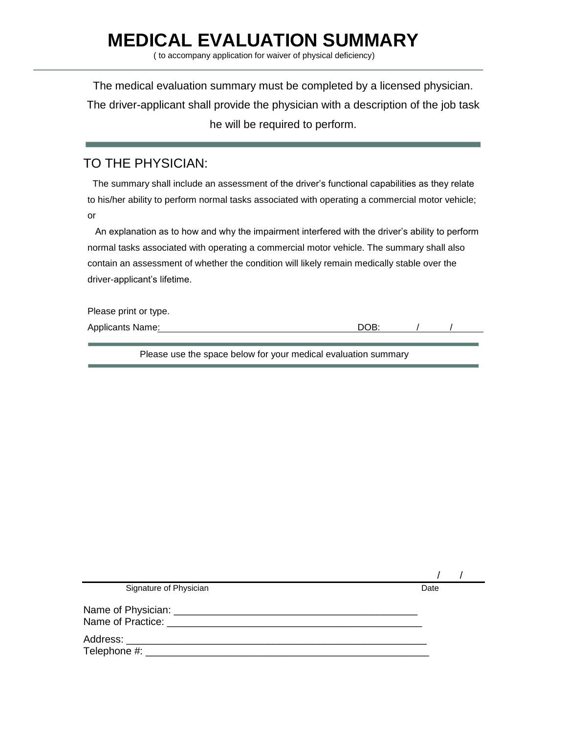# MEDICAL EVALUATION SUMMARY

( to accompany application for waiver of physical deficiency)

---

The medical evaluation summary must be completed by a licensed physician. The driver-applicant shall provide the physician with a description of the job task he will be required to perform.

## TO THE PHYSICIAN:

The summary shall include an assessment of the driver's functional capabilities as they relate to his/her ability to perform normal tasks associated with operating a commercial motor vehicle; or

An explanation as to how and why the impairment interfered with the driver's ability to perform normal tasks associated with operating a commercial motor vehicle. The summary shall also contain an assessment of whether the condition will likely remain medically stable over the driver-applicant's lifetime.

Please print or type.

Applicants Name: ______________________________ DOB: ____ / ____ / ____

Please use the space below for your medical evaluation summary

______________________________ ____ / ____ / ____

Signature of Physician Date

Name of Physician: ______________________________

Name of Practice: ______________________________

Address: ______________________________

Telephone #: ______________________________